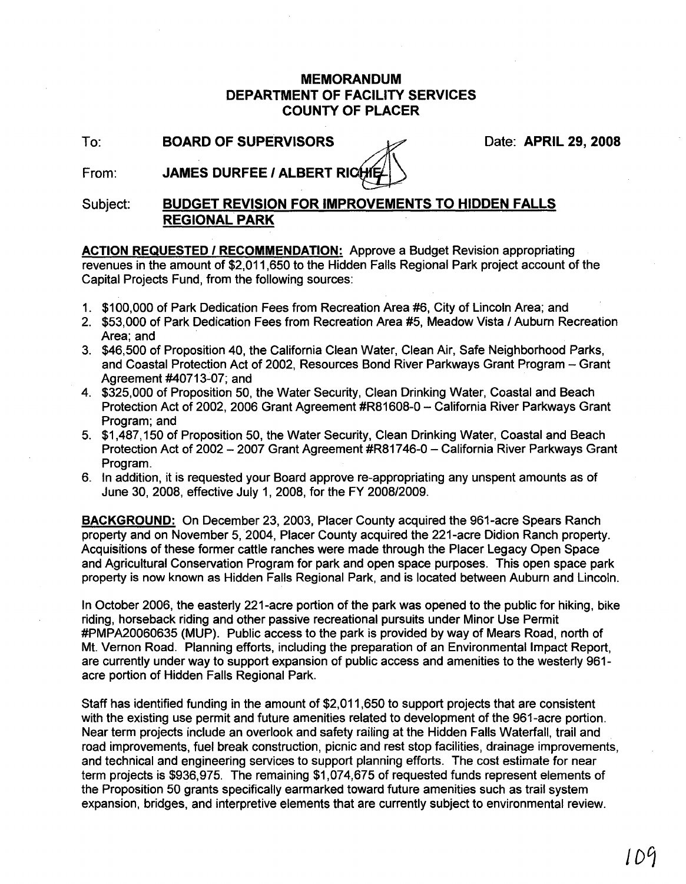# MEMORANDUM
# DEPARTMENT OF FACILITY SERVICES
# COUNTY OF PLACER

To: **BOARD OF SUPERVISORS** Date: **APRIL 29, 2008**

From: **JAMES DURFEE / ALBERT RICHIE**

Subject: **BUDGET REVISION FOR IMPROVEMENTS TO HIDDEN FALLS REGIONAL PARK**

**ACTION REQUESTED / RECOMMENDATION:** Approve a Budget Revision appropriating revenues in the amount of $2,011,650 to the Hidden Falls Regional Park project account of the Capital Projects Fund, from the following sources:

1. $100,000 of Park Dedication Fees from Recreation Area #6, City of Lincoln Area; and
2. $53,000 of Park Dedication Fees from Recreation Area #5, Meadow Vista / Auburn Recreation Area; and
3. $46,500 of Proposition 40, the California Clean Water, Clean Air, Safe Neighborhood Parks, and Coastal Protection Act of 2002, Resources Bond River Parkways Grant Program – Grant Agreement #40713-07; and
4. $325,000 of Proposition 50, the Water Security, Clean Drinking Water, Coastal and Beach Protection Act of 2002, 2006 Grant Agreement #R81608-0 – California River Parkways Grant Program; and
5. $1,487,150 of Proposition 50, the Water Security, Clean Drinking Water, Coastal and Beach Protection Act of 2002 – 2007 Grant Agreement #R81746-0 – California River Parkways Grant Program.
6. In addition, it is requested your Board approve re-appropriating any unspent amounts as of June 30, 2008, effective July 1, 2008, for the FY 2008/2009.

**BACKGROUND:** On December 23, 2003, Placer County acquired the 961-acre Spears Ranch property and on November 5, 2004, Placer County acquired the 221-acre Didion Ranch property. Acquisitions of these former cattle ranches were made through the Placer Legacy Open Space and Agricultural Conservation Program for park and open space purposes. This open space park property is now known as Hidden Falls Regional Park, and is located between Auburn and Lincoln.

In October 2006, the easterly 221-acre portion of the park was opened to the public for hiking, bike riding, horseback riding and other passive recreational pursuits under Minor Use Permit #PMPA20060635 (MUP). Public access to the park is provided by way of Mears Road, north of Mt. Vernon Road. Planning efforts, including the preparation of an Environmental Impact Report, are currently under way to support expansion of public access and amenities to the westerly 961-acre portion of Hidden Falls Regional Park.

Staff has identified funding in the amount of $2,011,650 to support projects that are consistent with the existing use permit and future amenities related to development of the 961-acre portion. Near term projects include an overlook and safety railing at the Hidden Falls Waterfall, trail and road improvements, fuel break construction, picnic and rest stop facilities, drainage improvements, and technical and engineering services to support planning efforts. The cost estimate for near term projects is $936,975. The remaining $1,074,675 of requested funds represent elements of the Proposition 50 grants specifically earmarked toward future amenities such as trail system expansion, bridges, and interpretive elements that are currently subject to environmental review.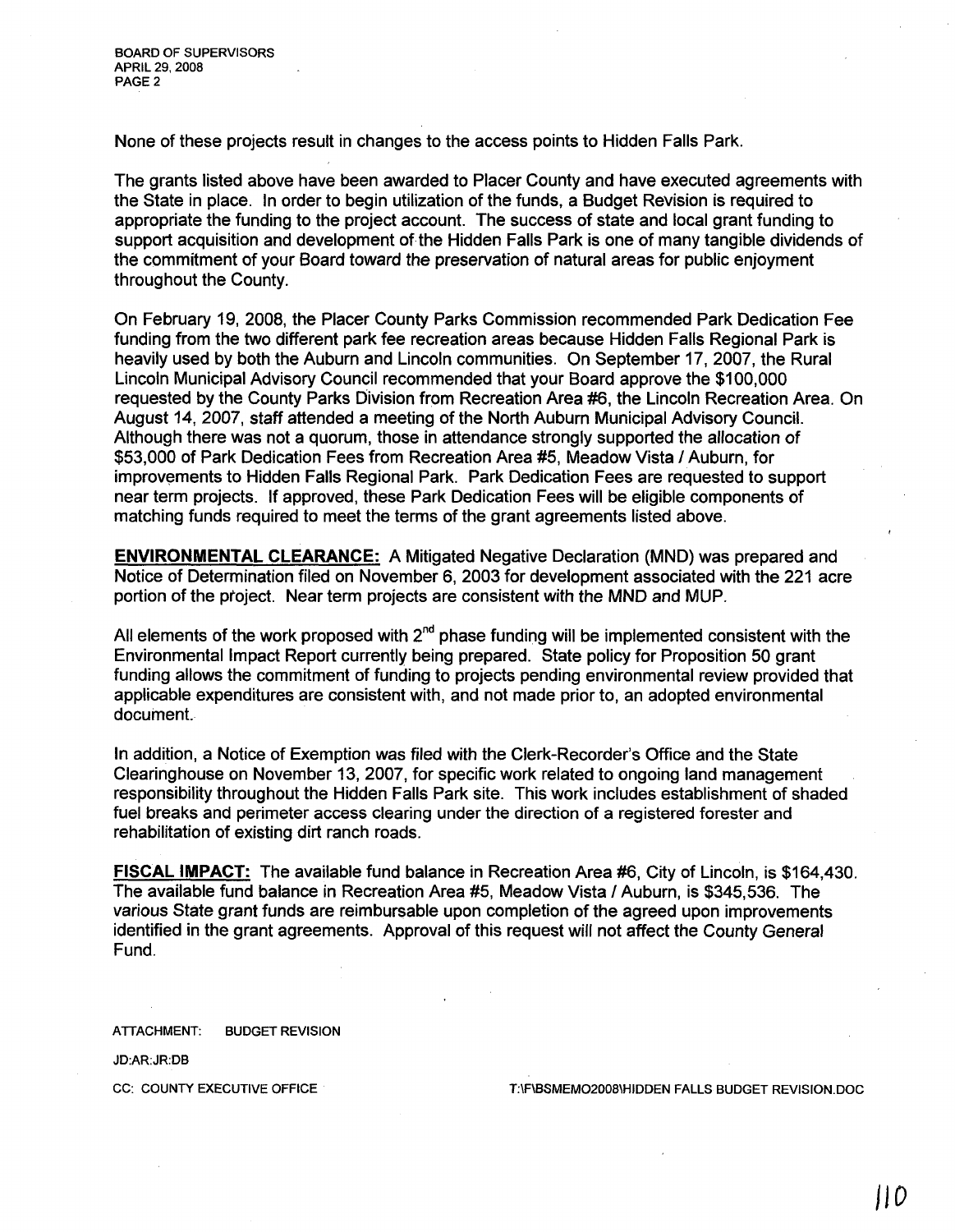None of these projects result in changes to the access points to Hidden Falls Park.

The grants listed above have been awarded to Placer County and have executed agreements with the State in place. In order to begin utilization of the funds, a Budget Revision is required to appropriate the funding to the project account. The success of state and local grant funding to support acquisition and development of the Hidden Falls Park is one of many tangible dividends of the commitment of your Board toward the preservation of natural areas for public enjoyment throughout the County.

On February 19, 2008, the Placer County Parks Commission recommended Park Dedication Fee funding from the two different park fee recreation areas because Hidden Falls Regional Park is heavily used by both the Auburn and Lincoln communities. On September 17, 2007, the Rural Lincoln Municipal Advisory Council recommended that your Board approve the $100,000 requested by the County Parks Division from Recreation Area #6, the Lincoln Recreation Area. On August 14, 2007, staff attended a meeting of the North Auburn Municipal Advisory Council. Although there was not a quorum, those in attendance strongly supported the allocation of $53,000 of Park Dedication Fees from Recreation Area #5, Meadow Vista / Auburn, for improvements to Hidden Falls Regional Park. Park Dedication Fees are requested to support near term projects. If approved, these Park Dedication Fees will be eligible components of matching funds required to meet the terms of the grant agreements listed above.

**ENVIRONMENTAL CLEARANCE:** A Mitigated Negative Declaration (MND) was prepared and Notice of Determination filed on November 6, 2003 for development associated with the 221 acre portion of the project. Near term projects are consistent with the MND and MUP.

All elements of the work proposed with 2nd phase funding will be implemented consistent with the Environmental Impact Report currently being prepared. State policy for Proposition 50 grant funding allows the commitment of funding to projects pending environmental review provided that applicable expenditures are consistent with, and not made prior to, an adopted environmental document.

In addition, a Notice of Exemption was filed with the Clerk-Recorder's Office and the State Clearinghouse on November 13, 2007, for specific work related to ongoing land management responsibility throughout the Hidden Falls Park site. This work includes establishment of shaded fuel breaks and perimeter access clearing under the direction of a registered forester and rehabilitation of existing dirt ranch roads.

**FISCAL IMPACT:** The available fund balance in Recreation Area #6, City of Lincoln, is $164,430. The available fund balance in Recreation Area #5, Meadow Vista / Auburn, is $345,536. The various State grant funds are reimbursable upon completion of the agreed upon improvements identified in the grant agreements. Approval of this request will not affect the County General Fund.

ATTACHMENT: BUDGET REVISION

JD:AR:JR:DB

CC: COUNTY EXECUTIVE OFFICE

T:\F\BSMEMO2008\HIDDEN FALLS BUDGET REVISION.DOC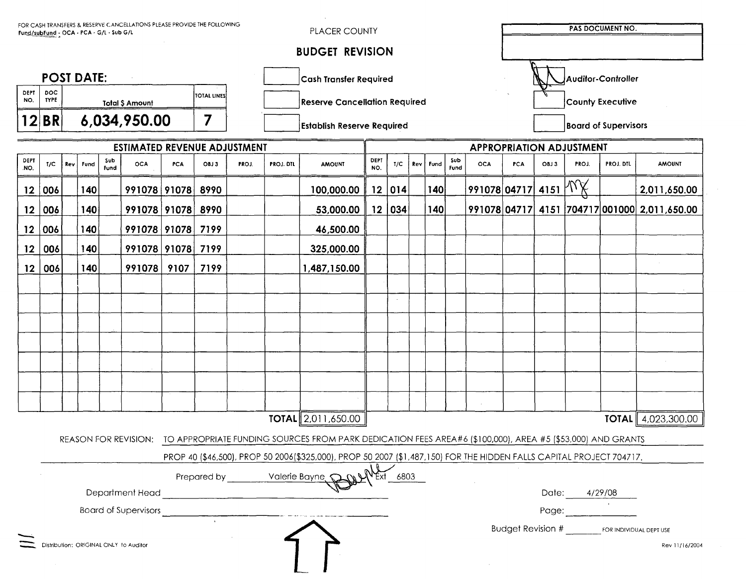FOR CASH TRANSFERS & RESERVE CANCELLATIONS PLEASE PROVIDE THE FOLLOWING
Fund/subFund - OCA - PCA - G/L - Sub G/L

PLACER COUNTY

## BUDGET REVISION

| PAS DOCUMENT NO. |
|---|
| |

## POST DATE:

| DEPT NO. | DOC TYPE | Total $ Amount | TOTAL LINES |
|---|---|---|---|
| 12 | BR | 6,034,950.00 | 7 |

- [ ] Cash Transfer Required
- [ ] Reserve Cancellation Required
- [ ] Establish Reserve Required

- [x] Auditor-Controller
- [ ] County Executive
- [ ] Board of Supervisors

| ESTIMATED REVENUE ADJUSTMENT | | | | | | | | | | | APPROPRIATION ADJUSTMENT | | | | | | | | | | |
|---|---|---|---|---|---|---|---|---|---|---|---|---|---|---|---|---|---|---|---|---|---|
| DEPT NO. | T/C | Rev | Fund | Sub Fund | OCA | PCA | OBJ 3 | PROJ. | PROJ. DTL | AMOUNT | DEPT NO. | T/C | Rev | Fund | Sub Fund | OCA | PCA | OBJ 3 | PROJ. | PROJ. DTL | AMOUNT |
| 12 | 006 | | 140 | | 991078 | 91078 | 8990 | | | 100,000.00 | 12 | 014 | | 140 | | 991078 | 04717 | 4151 | | | 2,011,650.00 |
| 12 | 006 | | 140 | | 991078 | 91078 | 8990 | | | 53,000.00 | 12 | 034 | | 140 | | 991078 | 04717 | 4151 | 704717 | 001000 | 2,011,650.00 |
| 12 | 006 | | 140 | | 991078 | 91078 | 7199 | | | 46,500.00 | | | | | | | | | | | |
| 12 | 006 | | 140 | | 991078 | 91078 | 7199 | | | 325,000.00 | | | | | | | | | | | |
| 12 | 006 | | 140 | | 991078 | 9107 | 7199 | | | 1,487,150.00 | | | | | | | | | | | |
| | | | | | | | | | TOTAL | 2,011,650.00 | | | | | | | | | | TOTAL | 4,023,300.00 |

REASON FOR REVISION: TO APPROPRIATE FUNDING SOURCES FROM PARK DEDICATION FEES AREA#6 ($100,000), AREA #5 ($53,000) AND GRANTS PROP 40 ($46,500), PROP 50 2006($325,000), PROP 50 2007 ($1,487,150) FOR THE HIDDEN FALLS CAPITAL PROJECT 704717.

Prepared by Valerie Bayne Ext 6803

Department Head ______________________

Board of Supervisors ______________________

Date: 4/29/08

Page: ________

Budget Revision # ________ FOR INDIVIDUAL DEPT USE

Distribution: ORIGINAL ONLY to Auditor

Rev 11/16/2004